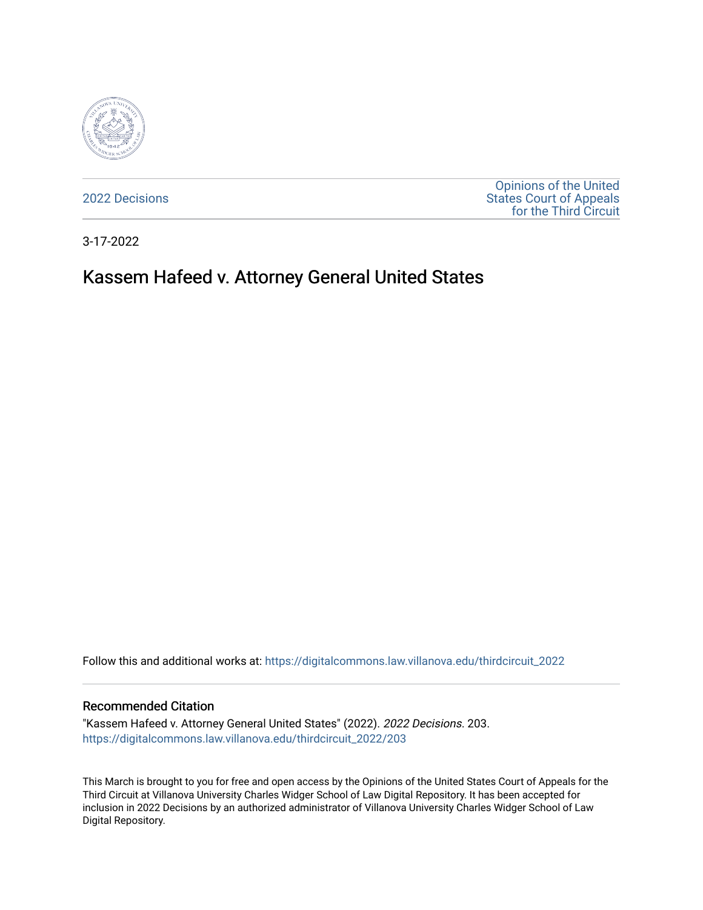2022 Decisions

Opinions of the United States Court of Appeals for the Third Circuit

3-17-2022

# Kassem Hafeed v. Attorney General United States

Follow this and additional works at: https://digitalcommons.law.villanova.edu/thirdcircuit_2022

## Recommended Citation

"Kassem Hafeed v. Attorney General United States" (2022). *2022 Decisions*. 203.
https://digitalcommons.law.villanova.edu/thirdcircuit_2022/203

This March is brought to you for free and open access by the Opinions of the United States Court of Appeals for the Third Circuit at Villanova University Charles Widger School of Law Digital Repository. It has been accepted for inclusion in 2022 Decisions by an authorized administrator of Villanova University Charles Widger School of Law Digital Repository.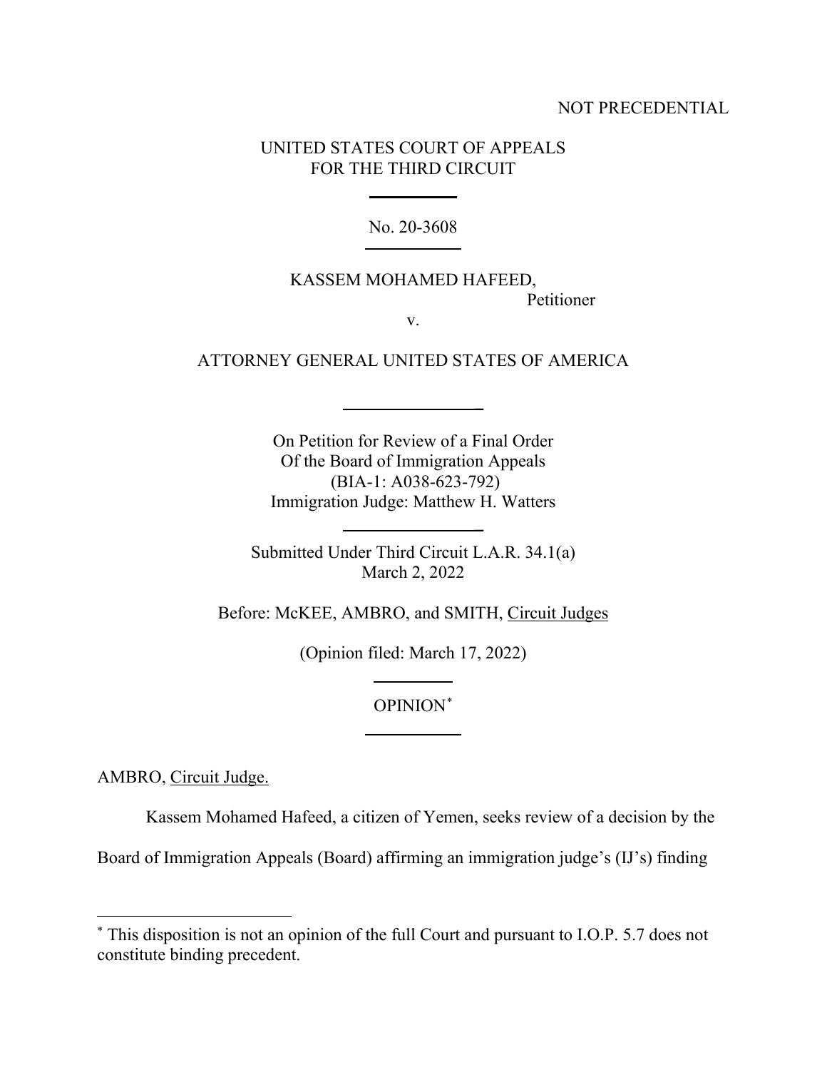NOT PRECEDENTIAL

UNITED STATES COURT OF APPEALS
FOR THE THIRD CIRCUIT

No. 20-3608

KASSEM MOHAMED HAFEED,
Petitioner

v.

ATTORNEY GENERAL UNITED STATES OF AMERICA

On Petition for Review of a Final Order
Of the Board of Immigration Appeals
(BIA-1: A038-623-792)
Immigration Judge: Matthew H. Watters

Submitted Under Third Circuit L.A.R. 34.1(a)
March 2, 2022

Before: McKEE, AMBRO, and SMITH, Circuit Judges

(Opinion filed: March 17, 2022)

OPINION[*]

AMBRO, Circuit Judge.

Kassem Mohamed Hafeed, a citizen of Yemen, seeks review of a decision by the Board of Immigration Appeals (Board) affirming an immigration judge's (IJ's) finding

---

[*] This disposition is not an opinion of the full Court and pursuant to I.O.P. 5.7 does not constitute binding precedent.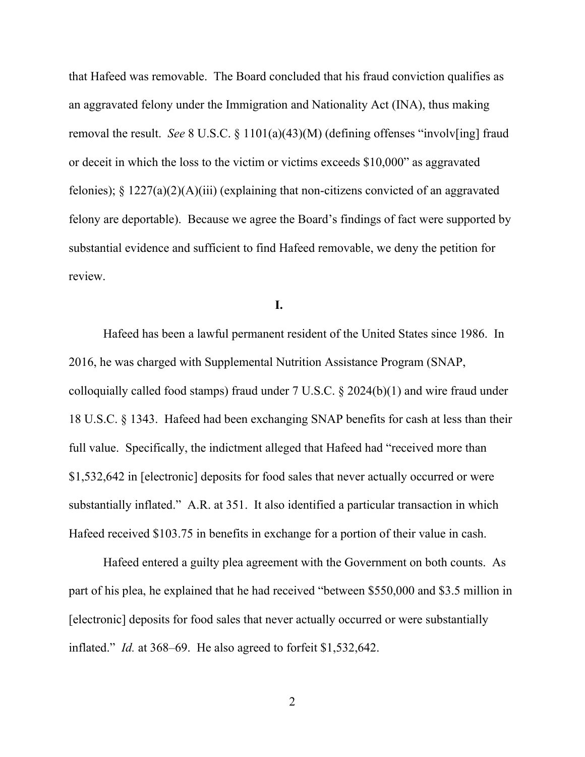that Hafeed was removable. The Board concluded that his fraud conviction qualifies as an aggravated felony under the Immigration and Nationality Act (INA), thus making removal the result. *See* 8 U.S.C. § 1101(a)(43)(M) (defining offenses "involv[ing] fraud or deceit in which the loss to the victim or victims exceeds $10,000" as aggravated felonies); § 1227(a)(2)(A)(iii) (explaining that non-citizens convicted of an aggravated felony are deportable). Because we agree the Board's findings of fact were supported by substantial evidence and sufficient to find Hafeed removable, we deny the petition for review.

## I.

Hafeed has been a lawful permanent resident of the United States since 1986. In 2016, he was charged with Supplemental Nutrition Assistance Program (SNAP, colloquially called food stamps) fraud under 7 U.S.C. § 2024(b)(1) and wire fraud under 18 U.S.C. § 1343. Hafeed had been exchanging SNAP benefits for cash at less than their full value. Specifically, the indictment alleged that Hafeed had "received more than $1,532,642 in [electronic] deposits for food sales that never actually occurred or were substantially inflated." A.R. at 351. It also identified a particular transaction in which Hafeed received $103.75 in benefits in exchange for a portion of their value in cash.

Hafeed entered a guilty plea agreement with the Government on both counts. As part of his plea, he explained that he had received "between $550,000 and $3.5 million in [electronic] deposits for food sales that never actually occurred or were substantially inflated." *Id.* at 368–69. He also agreed to forfeit $1,532,642.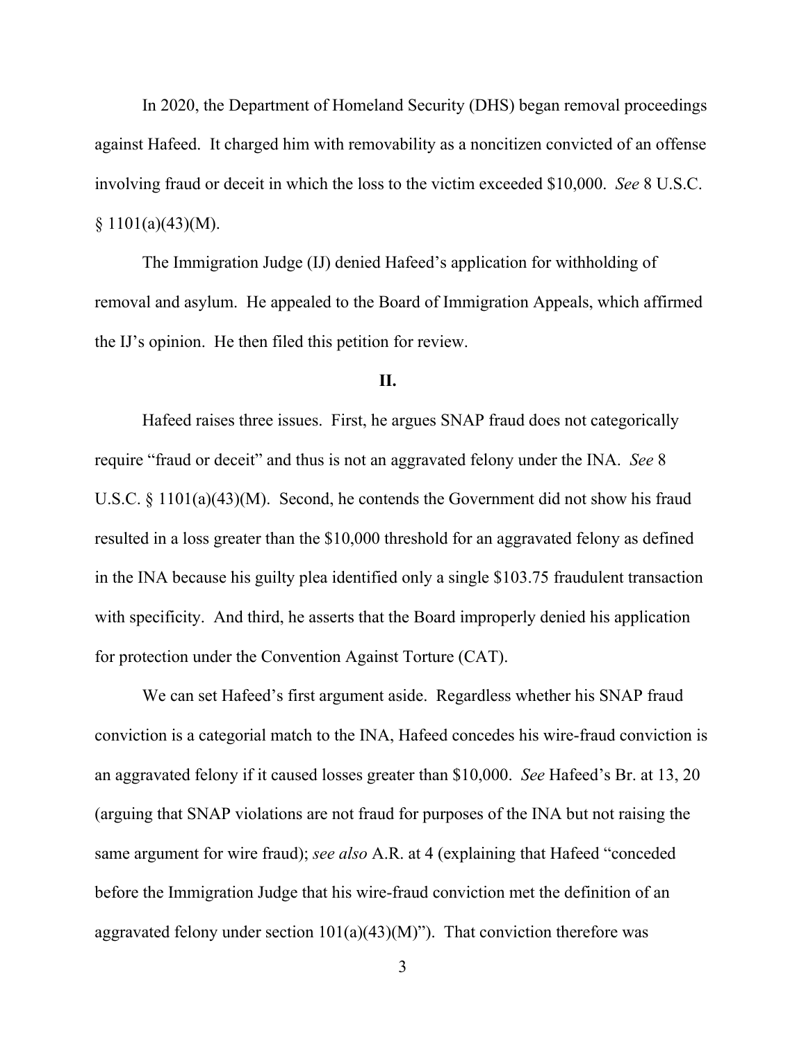In 2020, the Department of Homeland Security (DHS) began removal proceedings against Hafeed. It charged him with removability as a noncitizen convicted of an offense involving fraud or deceit in which the loss to the victim exceeded $10,000. *See* 8 U.S.C. § 1101(a)(43)(M).

The Immigration Judge (IJ) denied Hafeed's application for withholding of removal and asylum. He appealed to the Board of Immigration Appeals, which affirmed the IJ's opinion. He then filed this petition for review.

## II.

Hafeed raises three issues. First, he argues SNAP fraud does not categorically require "fraud or deceit" and thus is not an aggravated felony under the INA. *See* 8 U.S.C. § 1101(a)(43)(M). Second, he contends the Government did not show his fraud resulted in a loss greater than the $10,000 threshold for an aggravated felony as defined in the INA because his guilty plea identified only a single $103.75 fraudulent transaction with specificity. And third, he asserts that the Board improperly denied his application for protection under the Convention Against Torture (CAT).

We can set Hafeed's first argument aside. Regardless whether his SNAP fraud conviction is a categorial match to the INA, Hafeed concedes his wire-fraud conviction is an aggravated felony if it caused losses greater than $10,000. *See* Hafeed's Br. at 13, 20 (arguing that SNAP violations are not fraud for purposes of the INA but not raising the same argument for wire fraud); *see also* A.R. at 4 (explaining that Hafeed "conceded before the Immigration Judge that his wire-fraud conviction met the definition of an aggravated felony under section 101(a)(43)(M)"). That conviction therefore was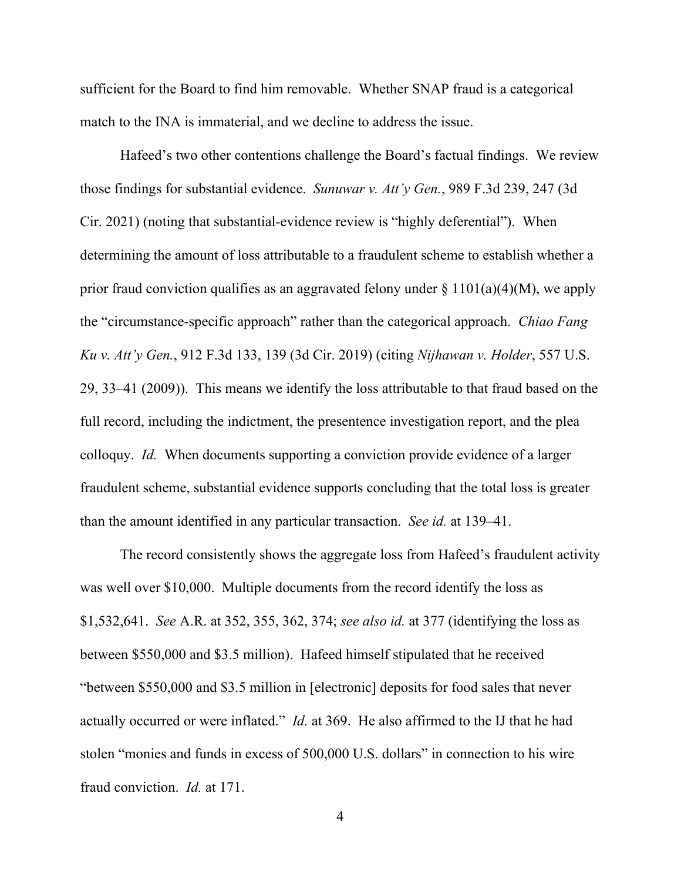sufficient for the Board to find him removable. Whether SNAP fraud is a categorical match to the INA is immaterial, and we decline to address the issue.

Hafeed's two other contentions challenge the Board's factual findings. We review those findings for substantial evidence. *Sunuwar v. Att'y Gen.*, 989 F.3d 239, 247 (3d Cir. 2021) (noting that substantial-evidence review is "highly deferential"). When determining the amount of loss attributable to a fraudulent scheme to establish whether a prior fraud conviction qualifies as an aggravated felony under § 1101(a)(4)(M), we apply the "circumstance-specific approach" rather than the categorical approach. *Chiao Fang Ku v. Att'y Gen.*, 912 F.3d 133, 139 (3d Cir. 2019) (citing *Nijhawan v. Holder*, 557 U.S. 29, 33–41 (2009)). This means we identify the loss attributable to that fraud based on the full record, including the indictment, the presentence investigation report, and the plea colloquy. *Id.* When documents supporting a conviction provide evidence of a larger fraudulent scheme, substantial evidence supports concluding that the total loss is greater than the amount identified in any particular transaction. *See id.* at 139–41.

The record consistently shows the aggregate loss from Hafeed's fraudulent activity was well over $10,000. Multiple documents from the record identify the loss as $1,532,641. *See* A.R. at 352, 355, 362, 374; *see also id.* at 377 (identifying the loss as between $550,000 and $3.5 million). Hafeed himself stipulated that he received "between $550,000 and $3.5 million in [electronic] deposits for food sales that never actually occurred or were inflated." *Id.* at 369. He also affirmed to the IJ that he had stolen "monies and funds in excess of 500,000 U.S. dollars" in connection to his wire fraud conviction. *Id.* at 171.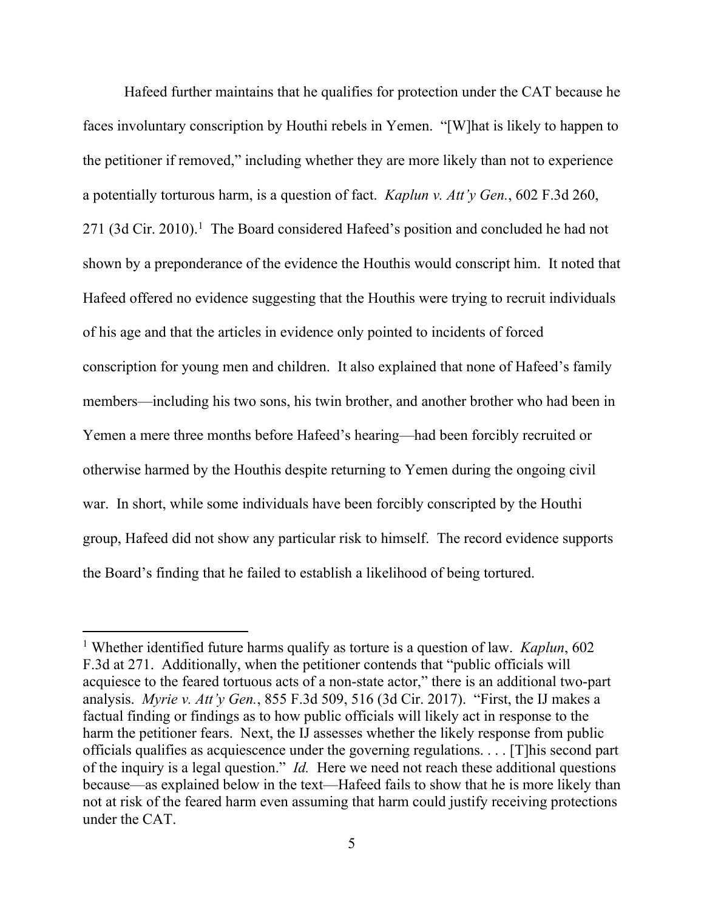Hafeed further maintains that he qualifies for protection under the CAT because he faces involuntary conscription by Houthi rebels in Yemen. "[W]hat is likely to happen to the petitioner if removed," including whether they are more likely than not to experience a potentially torturous harm, is a question of fact. *Kaplun v. Att'y Gen.*, 602 F.3d 260, 271 (3d Cir. 2010).[1] The Board considered Hafeed's position and concluded he had not shown by a preponderance of the evidence the Houthis would conscript him. It noted that Hafeed offered no evidence suggesting that the Houthis were trying to recruit individuals of his age and that the articles in evidence only pointed to incidents of forced conscription for young men and children. It also explained that none of Hafeed's family members—including his two sons, his twin brother, and another brother who had been in Yemen a mere three months before Hafeed's hearing—had been forcibly recruited or otherwise harmed by the Houthis despite returning to Yemen during the ongoing civil war. In short, while some individuals have been forcibly conscripted by the Houthi group, Hafeed did not show any particular risk to himself. The record evidence supports the Board's finding that he failed to establish a likelihood of being tortured.

---

[1] Whether identified future harms qualify as torture is a question of law. *Kaplun*, 602 F.3d at 271. Additionally, when the petitioner contends that "public officials will acquiesce to the feared tortuous acts of a non-state actor," there is an additional two-part analysis. *Myrie v. Att'y Gen.*, 855 F.3d 509, 516 (3d Cir. 2017). "First, the IJ makes a factual finding or findings as to how public officials will likely act in response to the harm the petitioner fears. Next, the IJ assesses whether the likely response from public officials qualifies as acquiescence under the governing regulations. . . . [T]his second part of the inquiry is a legal question." *Id.* Here we need not reach these additional questions because—as explained below in the text—Hafeed fails to show that he is more likely than not at risk of the feared harm even assuming that harm could justify receiving protections under the CAT.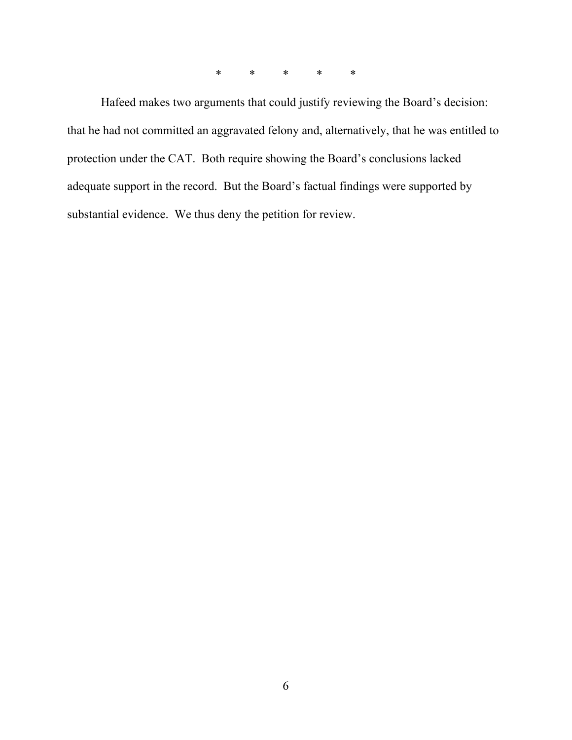\*     \*     \*     \*     \*

Hafeed makes two arguments that could justify reviewing the Board's decision: that he had not committed an aggravated felony and, alternatively, that he was entitled to protection under the CAT. Both require showing the Board's conclusions lacked adequate support in the record. But the Board's factual findings were supported by substantial evidence. We thus deny the petition for review.